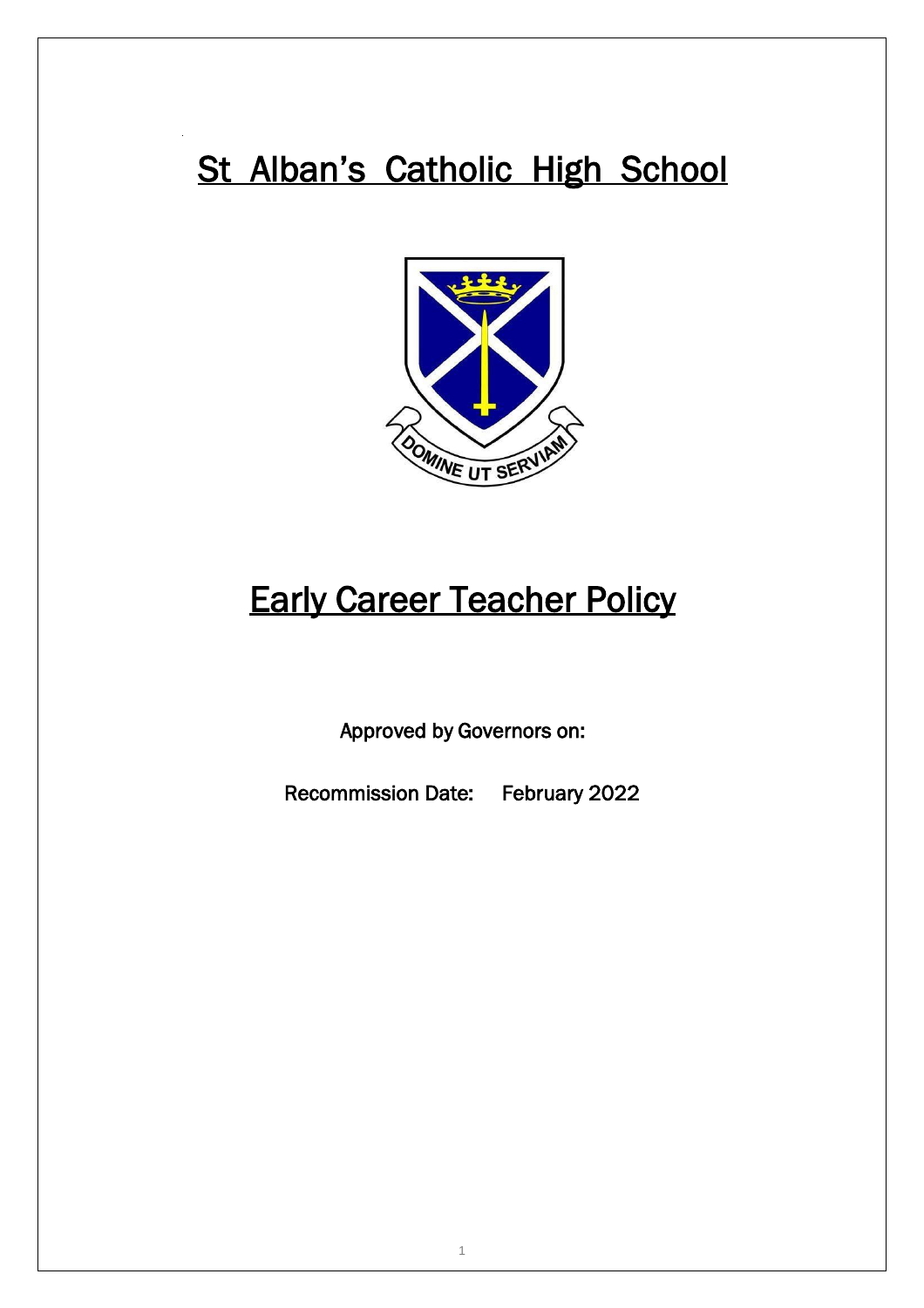# St Alban's Catholic High School

# Early Career Teacher Policy

Approved by Governors on:

Recommission Date: February 2022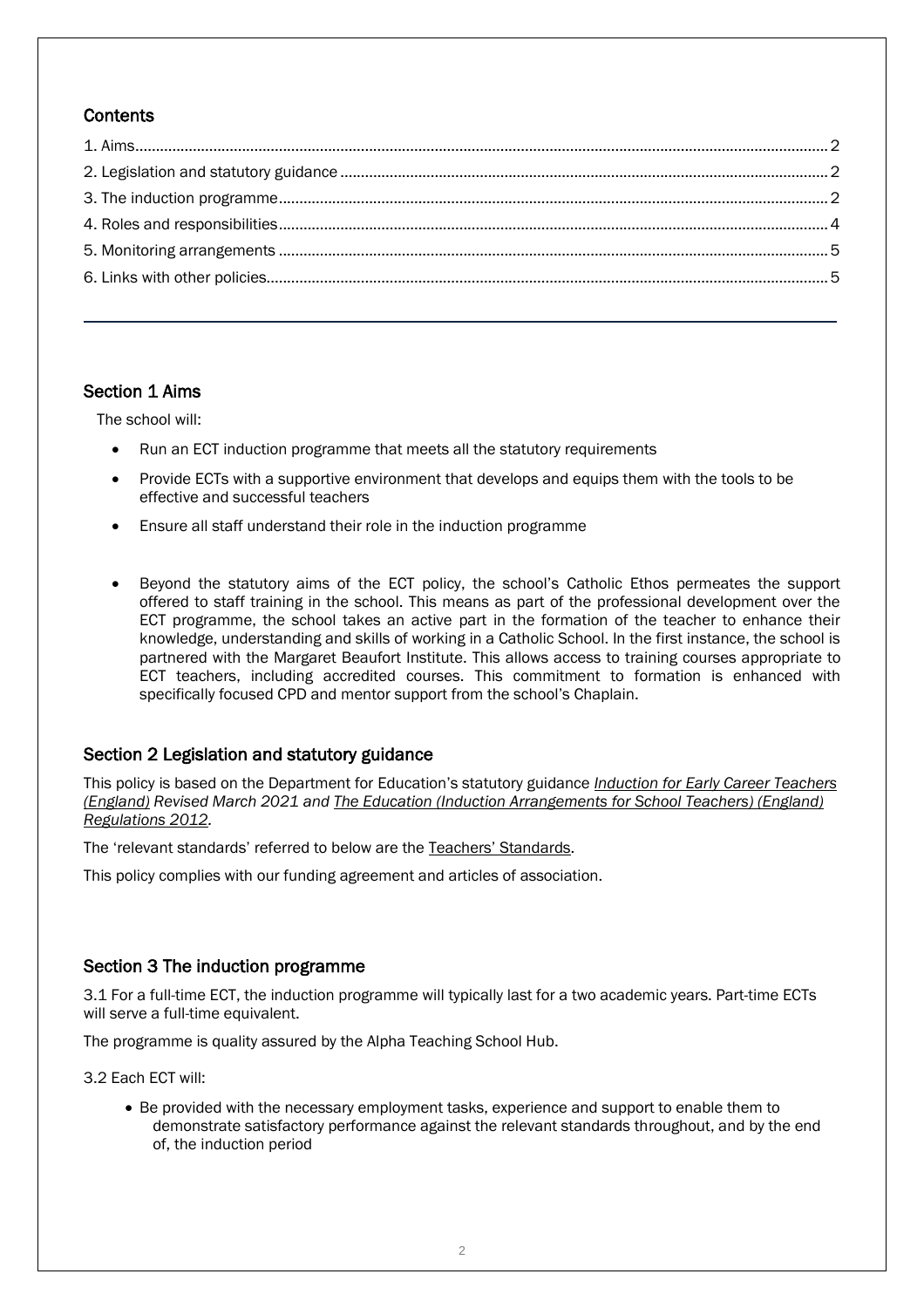## Contents

1. Aims......2
2. Legislation and statutory guidance......2
3. The induction programme......2
4. Roles and responsibilities......4
5. Monitoring arrangements......5
6. Links with other policies......5

---

## Section 1 Aims

The school will:

- Run an ECT induction programme that meets all the statutory requirements
- Provide ECTs with a supportive environment that develops and equips them with the tools to be effective and successful teachers
- Ensure all staff understand their role in the induction programme
- Beyond the statutory aims of the ECT policy, the school's Catholic Ethos permeates the support offered to staff training in the school. This means as part of the professional development over the ECT programme, the school takes an active part in the formation of the teacher to enhance their knowledge, understanding and skills of working in a Catholic School. In the first instance, the school is partnered with the Margaret Beaufort Institute. This allows access to training courses appropriate to ECT teachers, including accredited courses. This commitment to formation is enhanced with specifically focused CPD and mentor support from the school's Chaplain.

## Section 2 Legislation and statutory guidance

This policy is based on the Department for Education's statutory guidance *Induction for Early Career Teachers (England) Revised March 2021 and The Education (Induction Arrangements for School Teachers) (England) Regulations 2012.*

The 'relevant standards' referred to below are the Teachers' Standards.

This policy complies with our funding agreement and articles of association.

## Section 3 The induction programme

3.1 For a full-time ECT, the induction programme will typically last for a two academic years. Part-time ECTs will serve a full-time equivalent.

The programme is quality assured by the Alpha Teaching School Hub.

3.2 Each ECT will:

- Be provided with the necessary employment tasks, experience and support to enable them to demonstrate satisfactory performance against the relevant standards throughout, and by the end of, the induction period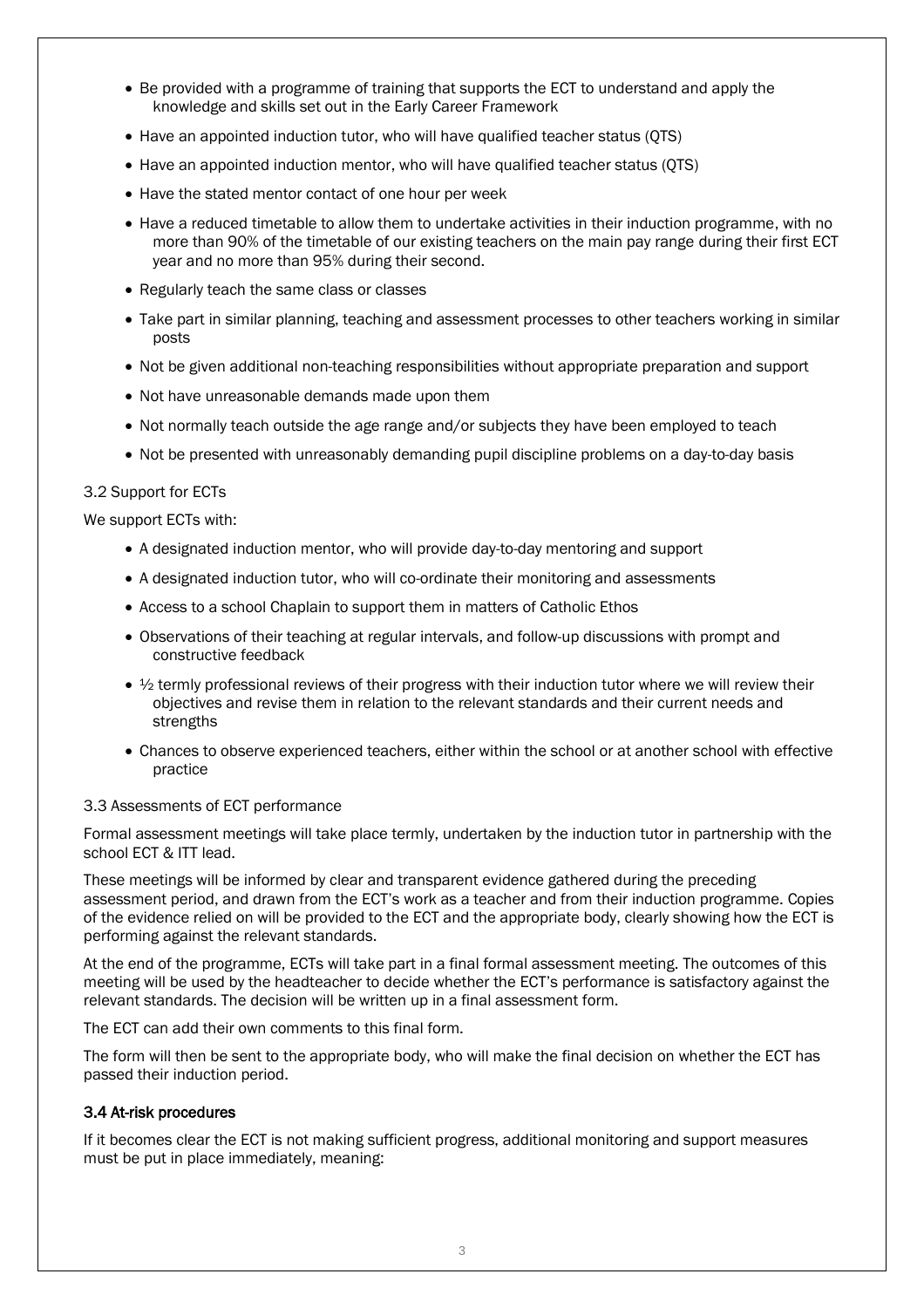- Be provided with a programme of training that supports the ECT to understand and apply the knowledge and skills set out in the Early Career Framework
- Have an appointed induction tutor, who will have qualified teacher status (QTS)
- Have an appointed induction mentor, who will have qualified teacher status (QTS)
- Have the stated mentor contact of one hour per week
- Have a reduced timetable to allow them to undertake activities in their induction programme, with no more than 90% of the timetable of our existing teachers on the main pay range during their first ECT year and no more than 95% during their second.
- Regularly teach the same class or classes
- Take part in similar planning, teaching and assessment processes to other teachers working in similar posts
- Not be given additional non-teaching responsibilities without appropriate preparation and support
- Not have unreasonable demands made upon them
- Not normally teach outside the age range and/or subjects they have been employed to teach
- Not be presented with unreasonably demanding pupil discipline problems on a day-to-day basis

3.2 Support for ECTs

We support ECTs with:

- A designated induction mentor, who will provide day-to-day mentoring and support
- A designated induction tutor, who will co-ordinate their monitoring and assessments
- Access to a school Chaplain to support them in matters of Catholic Ethos
- Observations of their teaching at regular intervals, and follow-up discussions with prompt and constructive feedback
- ½ termly professional reviews of their progress with their induction tutor where we will review their objectives and revise them in relation to the relevant standards and their current needs and strengths
- Chances to observe experienced teachers, either within the school or at another school with effective practice

3.3 Assessments of ECT performance

Formal assessment meetings will take place termly, undertaken by the induction tutor in partnership with the school ECT & ITT lead.

These meetings will be informed by clear and transparent evidence gathered during the preceding assessment period, and drawn from the ECT's work as a teacher and from their induction programme. Copies of the evidence relied on will be provided to the ECT and the appropriate body, clearly showing how the ECT is performing against the relevant standards.

At the end of the programme, ECTs will take part in a final formal assessment meeting. The outcomes of this meeting will be used by the headteacher to decide whether the ECT's performance is satisfactory against the relevant standards. The decision will be written up in a final assessment form.

The ECT can add their own comments to this final form.

The form will then be sent to the appropriate body, who will make the final decision on whether the ECT has passed their induction period.

**3.4 At-risk procedures**

If it becomes clear the ECT is not making sufficient progress, additional monitoring and support measures must be put in place immediately, meaning: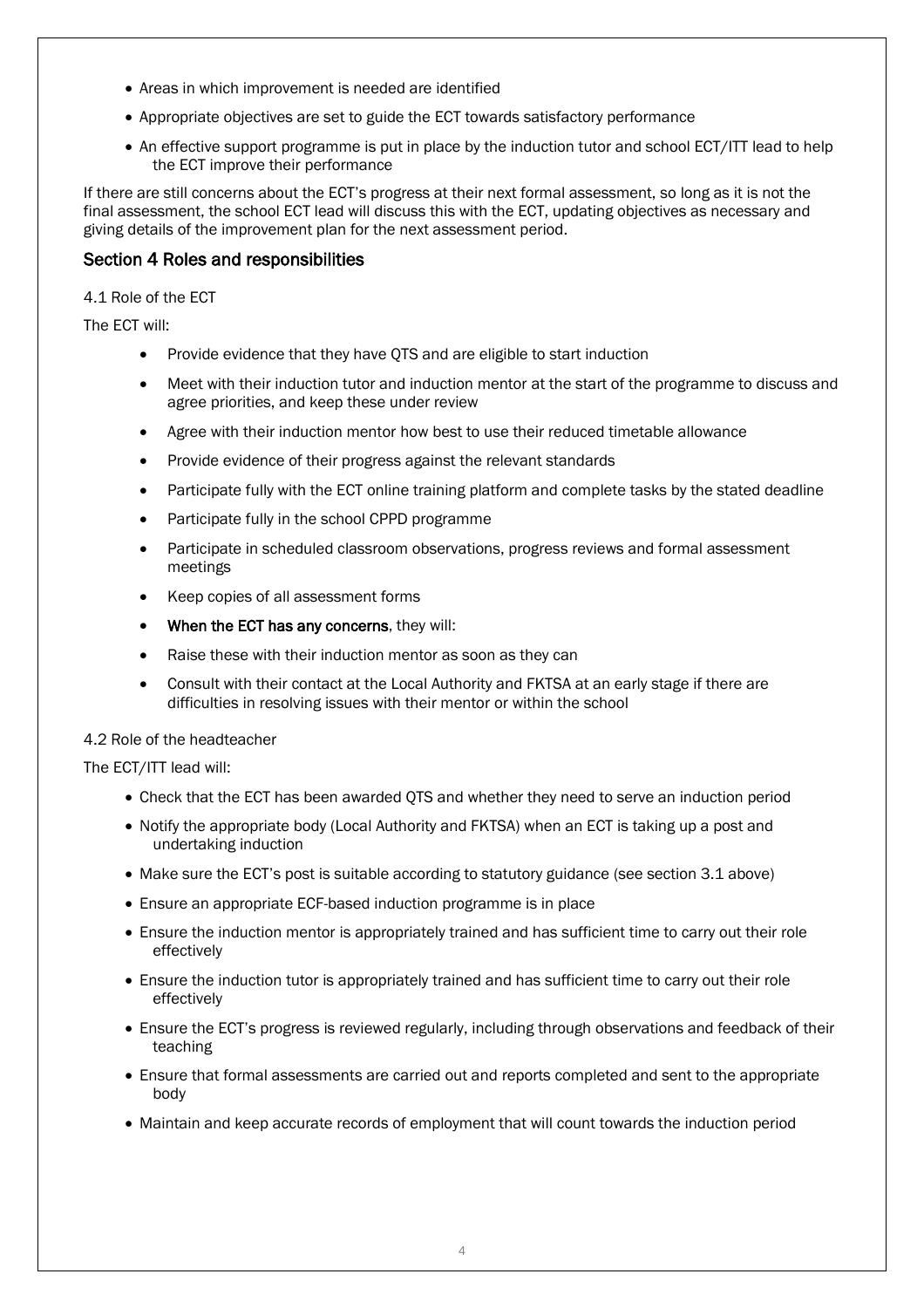- Areas in which improvement is needed are identified
- Appropriate objectives are set to guide the ECT towards satisfactory performance
- An effective support programme is put in place by the induction tutor and school ECT/ITT lead to help the ECT improve their performance

If there are still concerns about the ECT's progress at their next formal assessment, so long as it is not the final assessment, the school ECT lead will discuss this with the ECT, updating objectives as necessary and giving details of the improvement plan for the next assessment period.

## Section 4 Roles and responsibilities

4.1 Role of the ECT

The ECT will:

- Provide evidence that they have QTS and are eligible to start induction
- Meet with their induction tutor and induction mentor at the start of the programme to discuss and agree priorities, and keep these under review
- Agree with their induction mentor how best to use their reduced timetable allowance
- Provide evidence of their progress against the relevant standards
- Participate fully with the ECT online training platform and complete tasks by the stated deadline
- Participate fully in the school CPPD programme
- Participate in scheduled classroom observations, progress reviews and formal assessment meetings
- Keep copies of all assessment forms
- **When the ECT has any concerns**, they will:
- Raise these with their induction mentor as soon as they can
- Consult with their contact at the Local Authority and FKTSA at an early stage if there are difficulties in resolving issues with their mentor or within the school

4.2 Role of the headteacher

The ECT/ITT lead will:

- Check that the ECT has been awarded QTS and whether they need to serve an induction period
- Notify the appropriate body (Local Authority and FKTSA) when an ECT is taking up a post and undertaking induction
- Make sure the ECT's post is suitable according to statutory guidance (see section 3.1 above)
- Ensure an appropriate ECF-based induction programme is in place
- Ensure the induction mentor is appropriately trained and has sufficient time to carry out their role effectively
- Ensure the induction tutor is appropriately trained and has sufficient time to carry out their role effectively
- Ensure the ECT's progress is reviewed regularly, including through observations and feedback of their teaching
- Ensure that formal assessments are carried out and reports completed and sent to the appropriate body
- Maintain and keep accurate records of employment that will count towards the induction period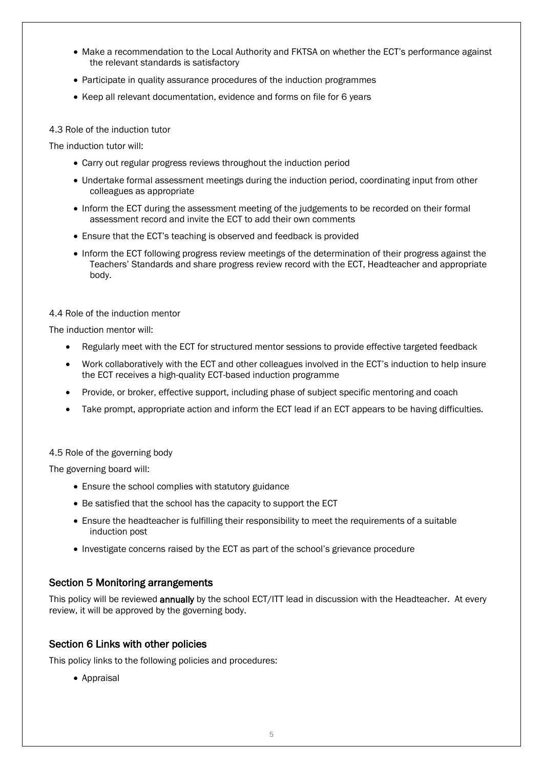- Make a recommendation to the Local Authority and FKTSA on whether the ECT's performance against the relevant standards is satisfactory
- Participate in quality assurance procedures of the induction programmes
- Keep all relevant documentation, evidence and forms on file for 6 years

4.3 Role of the induction tutor

The induction tutor will:

- Carry out regular progress reviews throughout the induction period
- Undertake formal assessment meetings during the induction period, coordinating input from other colleagues as appropriate
- Inform the ECT during the assessment meeting of the judgements to be recorded on their formal assessment record and invite the ECT to add their own comments
- Ensure that the ECT's teaching is observed and feedback is provided
- Inform the ECT following progress review meetings of the determination of their progress against the Teachers' Standards and share progress review record with the ECT, Headteacher and appropriate body.

4.4 Role of the induction mentor

The induction mentor will:

- Regularly meet with the ECT for structured mentor sessions to provide effective targeted feedback
- Work collaboratively with the ECT and other colleagues involved in the ECT's induction to help insure the ECT receives a high-quality ECT-based induction programme
- Provide, or broker, effective support, including phase of subject specific mentoring and coach
- Take prompt, appropriate action and inform the ECT lead if an ECT appears to be having difficulties.

4.5 Role of the governing body

The governing board will:

- Ensure the school complies with statutory guidance
- Be satisfied that the school has the capacity to support the ECT
- Ensure the headteacher is fulfilling their responsibility to meet the requirements of a suitable induction post
- Investigate concerns raised by the ECT as part of the school's grievance procedure

## Section 5 Monitoring arrangements

This policy will be reviewed **annually** by the school ECT/ITT lead in discussion with the Headteacher. At every review, it will be approved by the governing body.

## Section 6 Links with other policies

This policy links to the following policies and procedures:

- Appraisal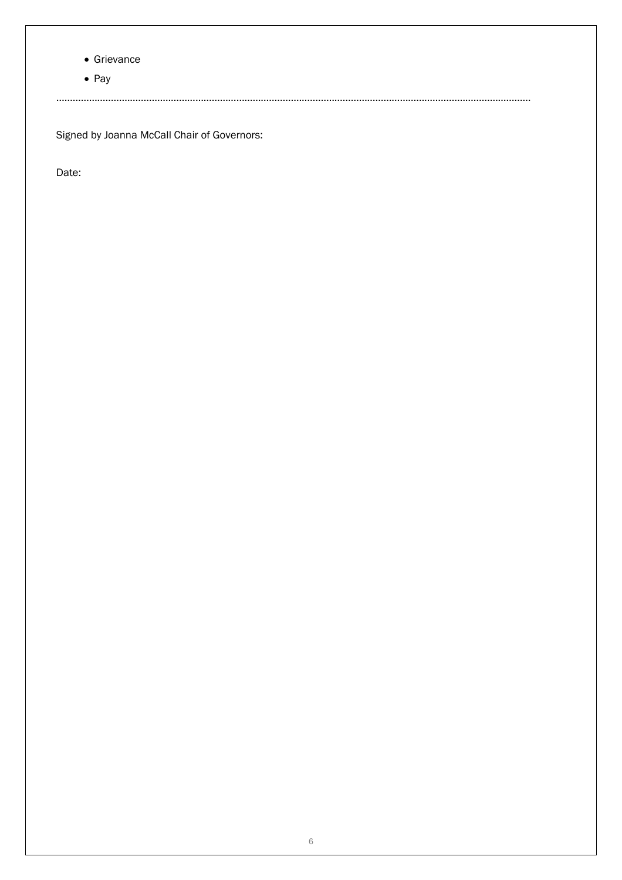- Grievance
- Pay

.....................................................................................................................................................................

Signed by Joanna McCall Chair of Governors:

Date: